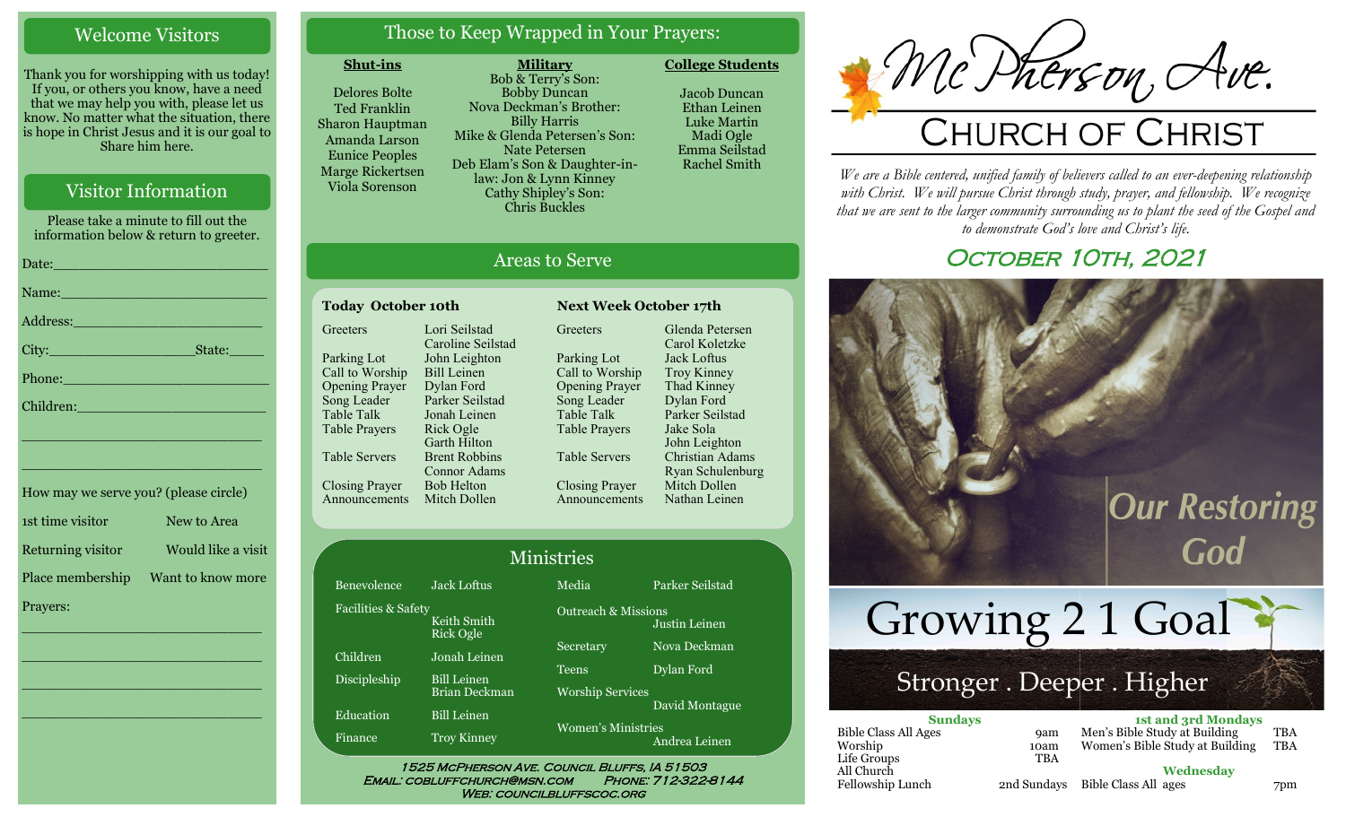## Welcome Visitors

Thank you for worshipping with us today! If you, or others you know, have a need that we may help you with, please let us know. No matter what the situation, there is hope in Christ Jesus and it is our goal to Share him here.

## Visitor Information

Please take a minute to fill out the information below & return to greeter.

Date:___________________________

Name:__________________________

Address:________________________

City:__________________State:_____

Phone:__________________________

Children:________________________

_______________________________

_______________________________

How may we serve you? (please circle)

| | |
|---|---|
| 1st time visitor | New to Area |
| Returning visitor | Would like a visit |
| Place membership | Want to know more |

Prayers:

_______________________________

_______________________________

_______________________________

_______________________________

## Those to Keep Wrapped in Your Prayers:

**Shut-ins**

Delores Bolte
Ted Franklin
Sharon Hauptman
Amanda Larson
Eunice Peoples
Marge Rickertsen
Viola Sorenson

**Military**

Bob & Terry's Son: Bobby Duncan
Nova Deckman's Brother: Billy Harris
Mike & Glenda Petersen's Son: Nate Petersen
Deb Elam's Son & Daughter-in-law: Jon & Lynn Kinney
Cathy Shipley's Son: Chris Buckles

**College Students**

Jacob Duncan
Ethan Leinen
Luke Martin
Madi Ogle
Emma Seilstad
Rachel Smith

## Areas to Serve

**Today October 10th**

| | |
|---|---|
| Greeters | Lori Seilstad, Caroline Seilstad |
| Parking Lot | John Leighton |
| Call to Worship | Bill Leinen |
| Opening Prayer | Dylan Ford |
| Song Leader | Parker Seilstad |
| Table Talk | Jonah Leinen |
| Table Prayers | Rick Ogle, Garth Hilton |
| Table Servers | Brent Robbins, Connor Adams |
| Closing Prayer | Bob Helton |
| Announcements | Mitch Dollen |

**Next Week October 17th**

| | |
|---|---|
| Greeters | Glenda Petersen, Carol Koletzke |
| Parking Lot | Jack Loftus |
| Call to Worship | Troy Kinney |
| Opening Prayer | Thad Kinney |
| Song Leader | Dylan Ford |
| Table Talk | Parker Seilstad |
| Table Prayers | Jake Sola, John Leighton |
| Table Servers | Christian Adams, Ryan Schulenburg |
| Closing Prayer | Mitch Dollen |
| Announcements | Nathan Leinen |

## Ministries

| | |
|---|---|
| Benevolence | Jack Loftus |
| Facilities & Safety | Keith Smith, Rick Ogle |
| Children | Jonah Leinen |
| Discipleship | Bill Leinen, Brian Deckman |
| Education | Bill Leinen |
| Finance | Troy Kinney |
| Media | Parker Seilstad |
| Outreach & Missions | Justin Leinen |
| Secretary | Nova Deckman |
| Teens | Dylan Ford |
| Worship Services | David Montague |
| Women's Ministries | Andrea Leinen |

1525 McPherson Ave. Council Bluffs, IA 51503
Email: cobluffchurch@msn.com Phone: 712-322-8144
Web: councilbluffscoc.org

# McPherson Ave.
# Church of Christ

*We are a Bible centered, unified family of believers called to an ever-deepening relationship with Christ. We will pursue Christ through study, prayer, and fellowship. We recognize that we are sent to the larger community surrounding us to plant the seed of the Gospel and to demonstrate God's love and Christ's life.*

## October 10th, 2021

Our Restoring God

Growing 2 1 Goal

Stronger . Deeper . Higher

**Sundays**

| | |
|---|---|
| Bible Class All Ages | 9am |
| Worship | 10am |
| Life Groups | TBA |
| All Church Fellowship Lunch | 2nd Sundays |

**1st and 3rd Mondays**

| | |
|---|---|
| Men's Bible Study at Building | TBA |
| Women's Bible Study at Building | TBA |

**Wednesday**

| | |
|---|---|
| Bible Class All ages | 7pm |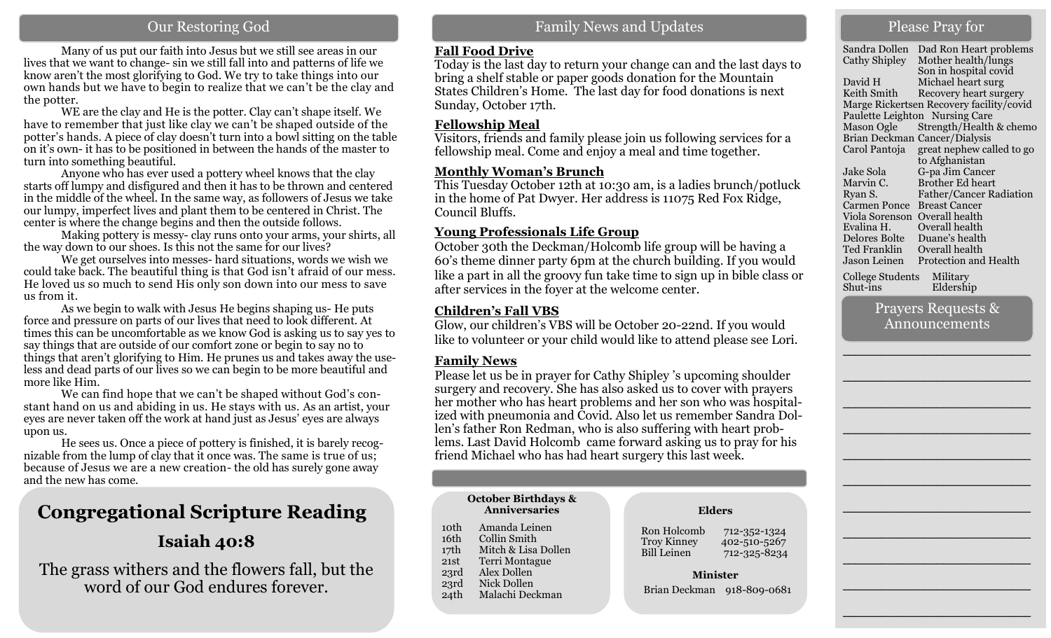## Our Restoring God

Many of us put our faith into Jesus but we still see areas in our lives that we want to change- sin we still fall into and patterns of life we know aren't the most glorifying to God. We try to take things into our own hands but we have to begin to realize that we can't be the clay and the potter.

WE are the clay and He is the potter. Clay can't shape itself. We have to remember that just like clay we can't be shaped outside of the potter's hands. A piece of clay doesn't turn into a bowl sitting on the table on it's own- it has to be positioned in between the hands of the master to turn into something beautiful.

Anyone who has ever used a pottery wheel knows that the clay starts off lumpy and disfigured and then it has to be thrown and centered in the middle of the wheel. In the same way, as followers of Jesus we take our lumpy, imperfect lives and plant them to be centered in Christ. The center is where the change begins and then the outside follows.

Making pottery is messy- clay runs onto your arms, your shirts, all the way down to our shoes. Is this not the same for our lives?

We get ourselves into messes- hard situations, words we wish we could take back. The beautiful thing is that God isn't afraid of our mess. He loved us so much to send His only son down into our mess to save us from it.

As we begin to walk with Jesus He begins shaping us- He puts force and pressure on parts of our lives that need to look different. At times this can be uncomfortable as we know God is asking us to say yes to say things that are outside of our comfort zone or begin to say no to things that aren't glorifying to Him. He prunes us and takes away the useless and dead parts of our lives so we can begin to be more beautiful and more like Him.

We can find hope that we can't be shaped without God's constant hand on us and abiding in us. He stays with us. As an artist, your eyes are never taken off the work at hand just as Jesus' eyes are always upon us.

He sees us. Once a piece of pottery is finished, it is barely recognizable from the lump of clay that it once was. The same is true of us; because of Jesus we are a new creation- the old has surely gone away and the new has come.

## Congregational Scripture Reading

### Isaiah 40:8

The grass withers and the flowers fall, but the word of our God endures forever.

## Family News and Updates

**Fall Food Drive**

Today is the last day to return your change can and the last days to bring a shelf stable or paper goods donation for the Mountain States Children's Home. The last day for food donations is next Sunday, October 17th.

**Fellowship Meal**

Visitors, friends and family please join us following services for a fellowship meal. Come and enjoy a meal and time together.

**Monthly Woman's Brunch**

This Tuesday October 12th at 10:30 am, is a ladies brunch/potluck in the home of Pat Dwyer. Her address is 11075 Red Fox Ridge, Council Bluffs.

**Young Professionals Life Group**

October 30th the Deckman/Holcomb life group will be having a 60's theme dinner party 6pm at the church building. If you would like a part in all the groovy fun take time to sign up in bible class or after services in the foyer at the welcome center.

**Children's Fall VBS**

Glow, our children's VBS will be October 20-22nd. If you would like to volunteer or your child would like to attend please see Lori.

**Family News**

Please let us be in prayer for Cathy Shipley 's upcoming shoulder surgery and recovery. She has also asked us to cover with prayers her mother who has heart problems and her son who was hospitalized with pneumonia and Covid. Also let us remember Sandra Dollen's father Ron Redman, who is also suffering with heart problems. Last David Holcomb came forward asking us to pray for his friend Michael who has had heart surgery this last week.

**October Birthdays & Anniversaries**

| | |
|---|---|
| 10th | Amanda Leinen |
| 16th | Collin Smith |
| 17th | Mitch & Lisa Dollen |
| 21st | Terri Montague |
| 23rd | Alex Dollen |
| 23rd | Nick Dollen |
| 24th | Malachi Deckman |

**Elders**

| | |
|---|---|
| Ron Holcomb | 712-352-1324 |
| Troy Kinney | 402-510-5267 |
| Bill Leinen | 712-325-8234 |

**Minister**

Brian Deckman 918-809-0681

## Please Pray for

| | |
|---|---|
| Sandra Dollen | Dad Ron Heart problems |
| Cathy Shipley | Mother health/lungs<br>Son in hospital covid |
| David H | Michael heart surg |
| Keith Smith | Recovery heart surgery |
| Marge Rickertsen | Recovery facility/covid |
| Paulette Leighton | Nursing Care |
| Mason Ogle | Strength/Health & chemo |
| Brian Deckman | Cancer/Dialysis |
| Carol Pantoja | great nephew called to go to Afghanistan |
| Jake Sola | G-pa Jim Cancer |
| Marvin C. | Brother Ed heart |
| Ryan S. | Father/Cancer Radiation |
| Carmen Ponce | Breast Cancer |
| Viola Sorenson | Overall health |
| Evalina H. | Overall health |
| Delores Bolte | Duane's health |
| Ted Franklin | Overall health |
| Jason Leinen | Protection and Health |

College Students — Military
Shut-ins — Eldership

### Prayers Requests & Announcements

___________________________

___________________________

___________________________

___________________________

___________________________

___________________________

___________________________

___________________________

___________________________

___________________________

___________________________